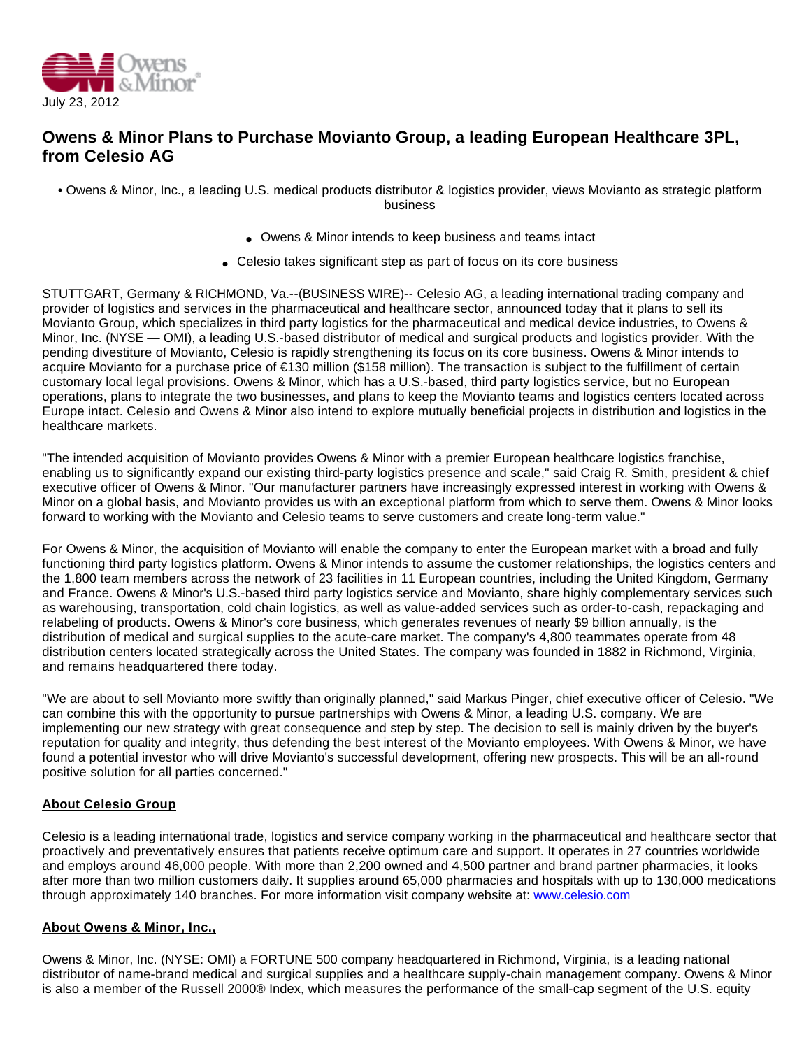July 23, 2012

# Owens & Minor Plans to Purchase Movianto Group, a leading European Healthcare 3PL, from Celesio AG

- Owens & Minor, Inc., a leading U.S. medical products distributor & logistics provider, views Movianto as strategic platform business
- Owens & Minor intends to keep business and teams intact
- Celesio takes significant step as part of focus on its core business

STUTTGART, Germany & RICHMOND, Va.--(BUSINESS WIRE)-- Celesio AG, a leading international trading company and provider of logistics and services in the pharmaceutical and healthcare sector, announced today that it plans to sell its Movianto Group, which specializes in third party logistics for the pharmaceutical and medical device industries, to Owens & Minor, Inc. (NYSE — OMI), a leading U.S.-based distributor of medical and surgical products and logistics provider. With the pending divestiture of Movianto, Celesio is rapidly strengthening its focus on its core business. Owens & Minor intends to acquire Movianto for a purchase price of €130 million ($158 million). The transaction is subject to the fulfillment of certain customary local legal provisions. Owens & Minor, which has a U.S.-based, third party logistics service, but no European operations, plans to integrate the two businesses, and plans to keep the Movianto teams and logistics centers located across Europe intact. Celesio and Owens & Minor also intend to explore mutually beneficial projects in distribution and logistics in the healthcare markets.

"The intended acquisition of Movianto provides Owens & Minor with a premier European healthcare logistics franchise, enabling us to significantly expand our existing third-party logistics presence and scale," said Craig R. Smith, president & chief executive officer of Owens & Minor. "Our manufacturer partners have increasingly expressed interest in working with Owens & Minor on a global basis, and Movianto provides us with an exceptional platform from which to serve them. Owens & Minor looks forward to working with the Movianto and Celesio teams to serve customers and create long-term value."

For Owens & Minor, the acquisition of Movianto will enable the company to enter the European market with a broad and fully functioning third party logistics platform. Owens & Minor intends to assume the customer relationships, the logistics centers and the 1,800 team members across the network of 23 facilities in 11 European countries, including the United Kingdom, Germany and France. Owens & Minor's U.S.-based third party logistics service and Movianto, share highly complementary services such as warehousing, transportation, cold chain logistics, as well as value-added services such as order-to-cash, repackaging and relabeling of products. Owens & Minor's core business, which generates revenues of nearly $9 billion annually, is the distribution of medical and surgical supplies to the acute-care market. The company's 4,800 teammates operate from 48 distribution centers located strategically across the United States. The company was founded in 1882 in Richmond, Virginia, and remains headquartered there today.

"We are about to sell Movianto more swiftly than originally planned," said Markus Pinger, chief executive officer of Celesio. "We can combine this with the opportunity to pursue partnerships with Owens & Minor, a leading U.S. company. We are implementing our new strategy with great consequence and step by step. The decision to sell is mainly driven by the buyer's reputation for quality and integrity, thus defending the best interest of the Movianto employees. With Owens & Minor, we have found a potential investor who will drive Movianto's successful development, offering new prospects. This will be an all-round positive solution for all parties concerned."

## About Celesio Group

Celesio is a leading international trade, logistics and service company working in the pharmaceutical and healthcare sector that proactively and preventatively ensures that patients receive optimum care and support. It operates in 27 countries worldwide and employs around 46,000 people. With more than 2,200 owned and 4,500 partner and brand partner pharmacies, it looks after more than two million customers daily. It supplies around 65,000 pharmacies and hospitals with up to 130,000 medications through approximately 140 branches. For more information visit company website at: www.celesio.com

## About Owens & Minor, Inc.,

Owens & Minor, Inc. (NYSE: OMI) a FORTUNE 500 company headquartered in Richmond, Virginia, is a leading national distributor of name-brand medical and surgical supplies and a healthcare supply-chain management company. Owens & Minor is also a member of the Russell 2000® Index, which measures the performance of the small-cap segment of the U.S. equity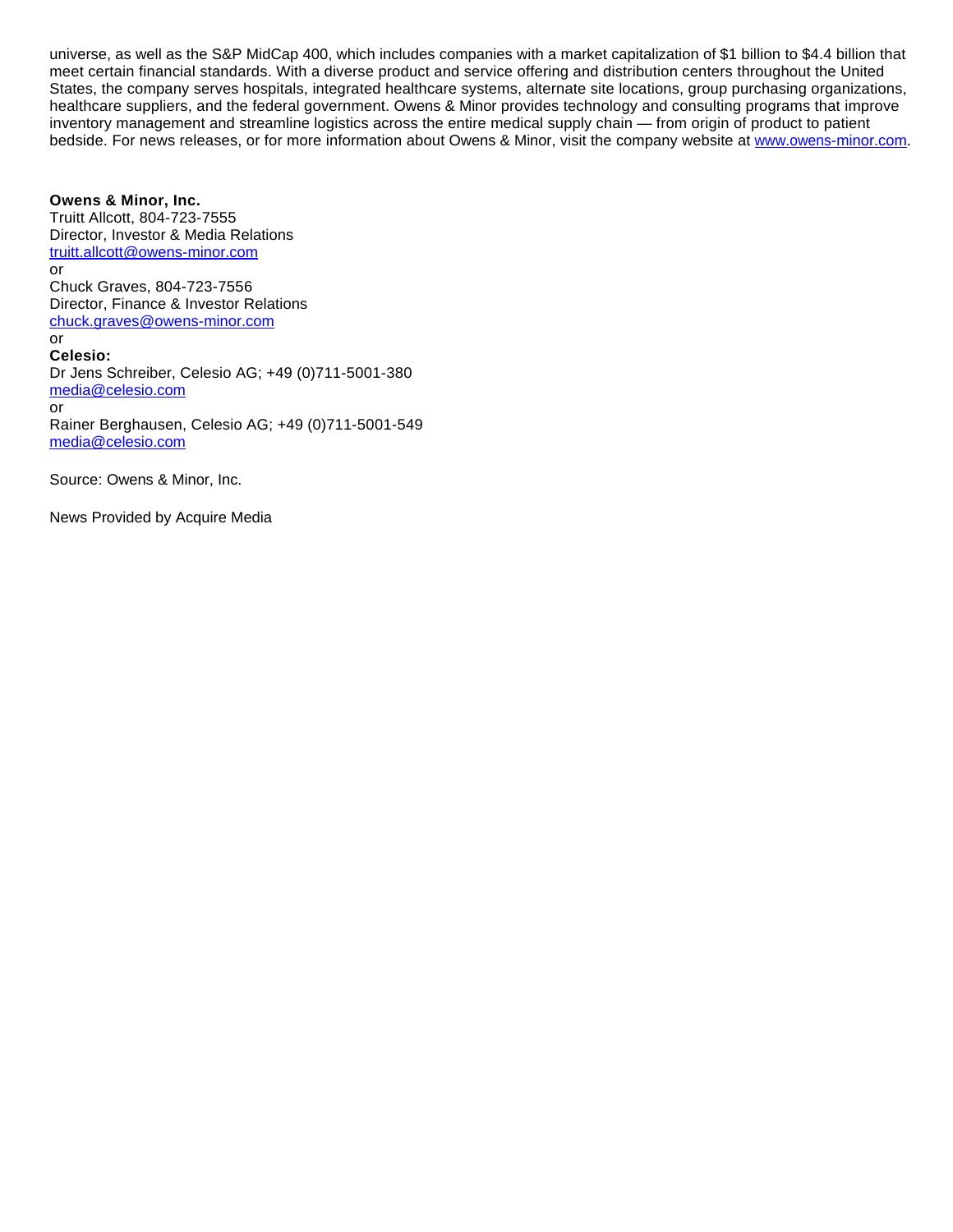universe, as well as the S&P MidCap 400, which includes companies with a market capitalization of $1 billion to $4.4 billion that meet certain financial standards. With a diverse product and service offering and distribution centers throughout the United States, the company serves hospitals, integrated healthcare systems, alternate site locations, group purchasing organizations, healthcare suppliers, and the federal government. Owens & Minor provides technology and consulting programs that improve inventory management and streamline logistics across the entire medical supply chain — from origin of product to patient bedside. For news releases, or for more information about Owens & Minor, visit the company website at www.owens-minor.com.

**Owens & Minor, Inc.**
Truitt Allcott, 804-723-7555
Director, Investor & Media Relations
truitt.allcott@owens-minor.com
or
Chuck Graves, 804-723-7556
Director, Finance & Investor Relations
chuck.graves@owens-minor.com
or
**Celesio:**
Dr Jens Schreiber, Celesio AG; +49 (0)711-5001-380
media@celesio.com
or
Rainer Berghausen, Celesio AG; +49 (0)711-5001-549
media@celesio.com

Source: Owens & Minor, Inc.

News Provided by Acquire Media